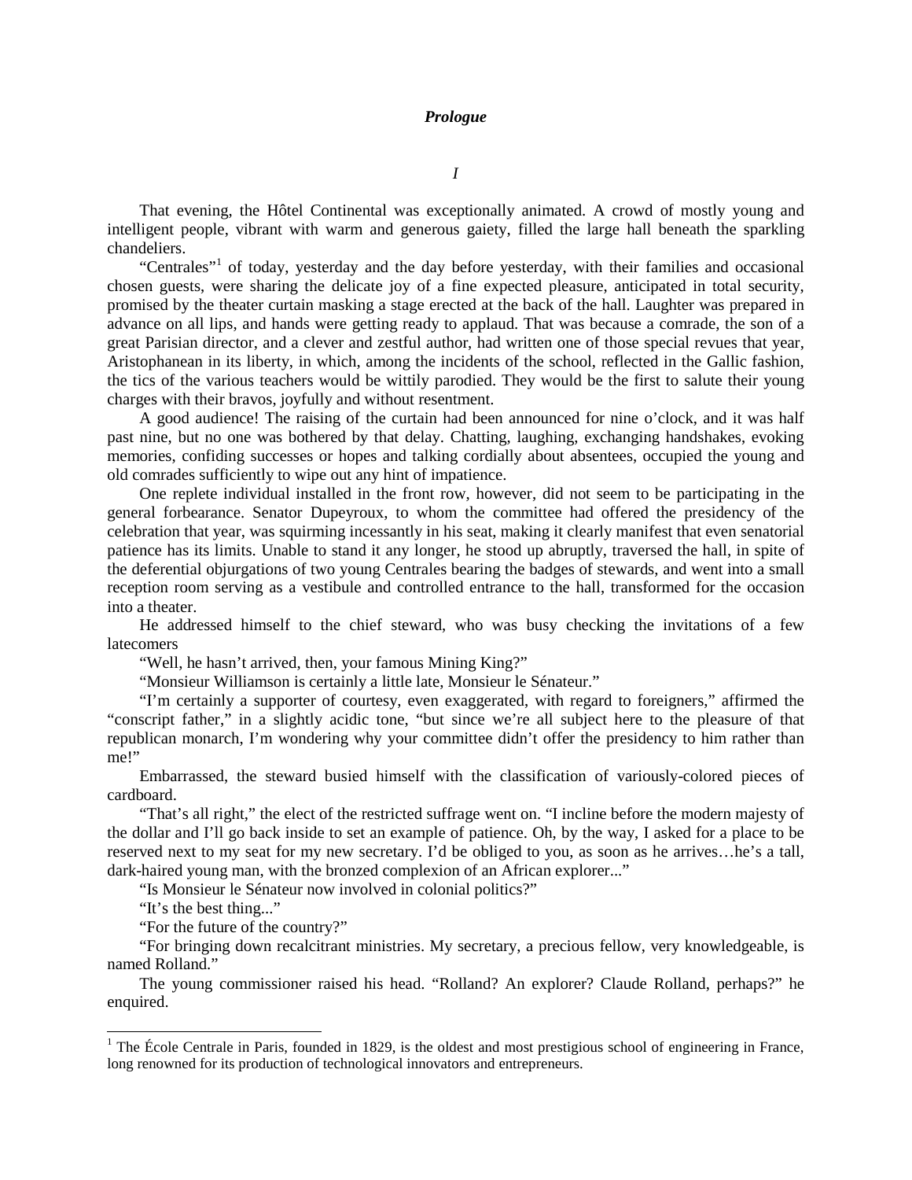# *Prologue*

*I*

That evening, the Hôtel Continental was exceptionally animated. A crowd of mostly young and intelligent people, vibrant with warm and generous gaiety, filled the large hall beneath the sparkling chandeliers.

"Centrales"[1] of today, yesterday and the day before yesterday, with their families and occasional chosen guests, were sharing the delicate joy of a fine expected pleasure, anticipated in total security, promised by the theater curtain masking a stage erected at the back of the hall. Laughter was prepared in advance on all lips, and hands were getting ready to applaud. That was because a comrade, the son of a great Parisian director, and a clever and zestful author, had written one of those special revues that year, Aristophanean in its liberty, in which, among the incidents of the school, reflected in the Gallic fashion, the tics of the various teachers would be wittily parodied. They would be the first to salute their young charges with their bravos, joyfully and without resentment.

A good audience! The raising of the curtain had been announced for nine o'clock, and it was half past nine, but no one was bothered by that delay. Chatting, laughing, exchanging handshakes, evoking memories, confiding successes or hopes and talking cordially about absentees, occupied the young and old comrades sufficiently to wipe out any hint of impatience.

One replete individual installed in the front row, however, did not seem to be participating in the general forbearance. Senator Dupeyroux, to whom the committee had offered the presidency of the celebration that year, was squirming incessantly in his seat, making it clearly manifest that even senatorial patience has its limits. Unable to stand it any longer, he stood up abruptly, traversed the hall, in spite of the deferential objurgations of two young Centrales bearing the badges of stewards, and went into a small reception room serving as a vestibule and controlled entrance to the hall, transformed for the occasion into a theater.

He addressed himself to the chief steward, who was busy checking the invitations of a few latecomers

"Well, he hasn't arrived, then, your famous Mining King?"

"Monsieur Williamson is certainly a little late, Monsieur le Sénateur."

"I'm certainly a supporter of courtesy, even exaggerated, with regard to foreigners," affirmed the "conscript father," in a slightly acidic tone, "but since we're all subject here to the pleasure of that republican monarch, I'm wondering why your committee didn't offer the presidency to him rather than me!"

Embarrassed, the steward busied himself with the classification of variously-colored pieces of cardboard.

"That's all right," the elect of the restricted suffrage went on. "I incline before the modern majesty of the dollar and I'll go back inside to set an example of patience. Oh, by the way, I asked for a place to be reserved next to my seat for my new secretary. I'd be obliged to you, as soon as he arrives…he's a tall, dark-haired young man, with the bronzed complexion of an African explorer..."

"Is Monsieur le Sénateur now involved in colonial politics?"

"It's the best thing..."

"For the future of the country?"

"For bringing down recalcitrant ministries. My secretary, a precious fellow, very knowledgeable, is named Rolland."

The young commissioner raised his head. "Rolland? An explorer? Claude Rolland, perhaps?" he enquired.

---

[1] The École Centrale in Paris, founded in 1829, is the oldest and most prestigious school of engineering in France, long renowned for its production of technological innovators and entrepreneurs.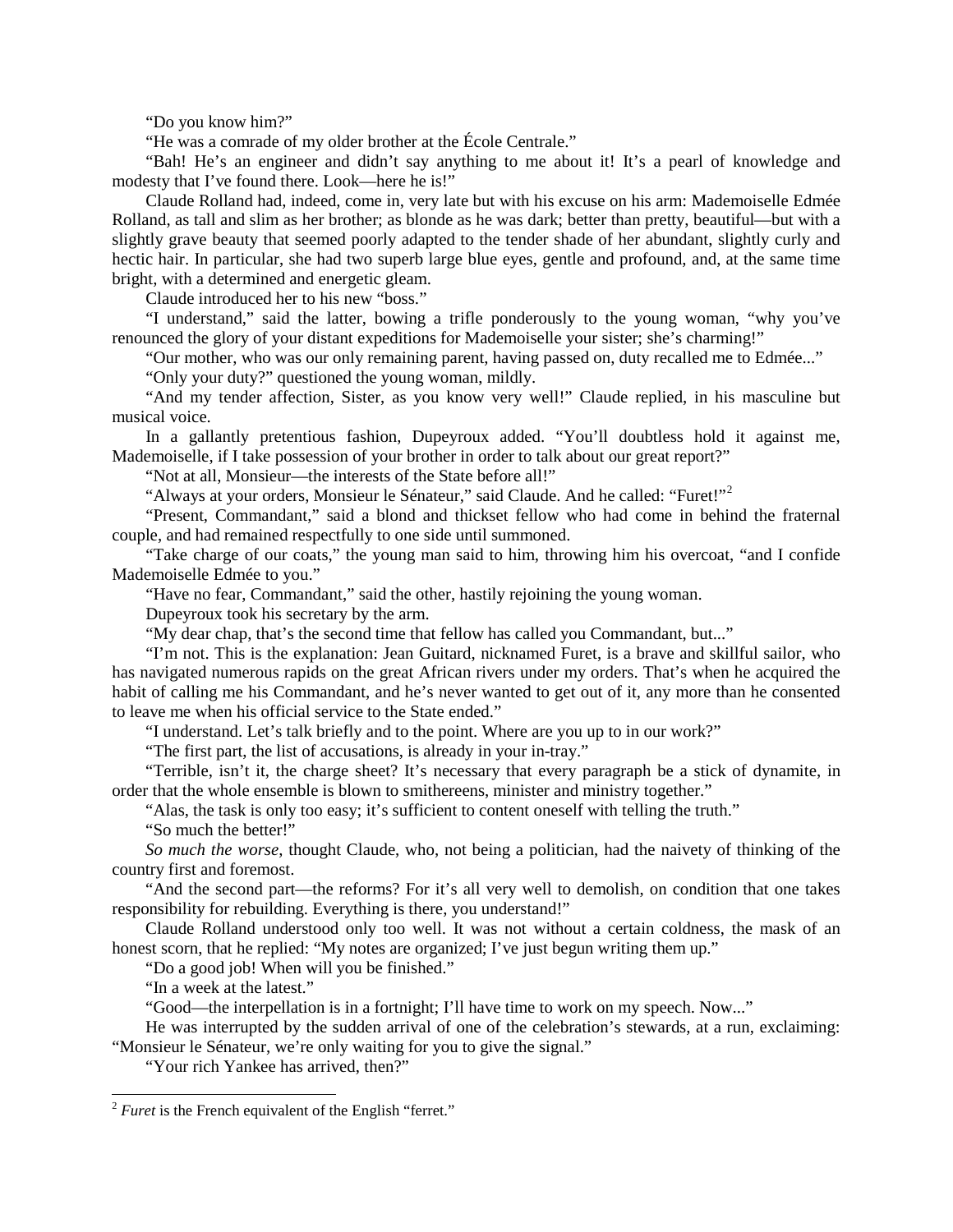"Do you know him?"

"He was a comrade of my older brother at the École Centrale."

"Bah! He's an engineer and didn't say anything to me about it! It's a pearl of knowledge and modesty that I've found there. Look—here he is!"

Claude Rolland had, indeed, come in, very late but with his excuse on his arm: Mademoiselle Edmée Rolland, as tall and slim as her brother; as blonde as he was dark; better than pretty, beautiful—but with a slightly grave beauty that seemed poorly adapted to the tender shade of her abundant, slightly curly and hectic hair. In particular, she had two superb large blue eyes, gentle and profound, and, at the same time bright, with a determined and energetic gleam.

Claude introduced her to his new "boss."

"I understand," said the latter, bowing a trifle ponderously to the young woman, "why you've renounced the glory of your distant expeditions for Mademoiselle your sister; she's charming!"

"Our mother, who was our only remaining parent, having passed on, duty recalled me to Edmée..."

"Only your duty?" questioned the young woman, mildly.

"And my tender affection, Sister, as you know very well!" Claude replied, in his masculine but musical voice.

In a gallantly pretentious fashion, Dupeyroux added. "You'll doubtless hold it against me, Mademoiselle, if I take possession of your brother in order to talk about our great report?"

"Not at all, Monsieur—the interests of the State before all!"

"Always at your orders, Monsieur le Sénateur," said Claude. And he called: "Furet!"[2]

"Present, Commandant," said a blond and thickset fellow who had come in behind the fraternal couple, and had remained respectfully to one side until summoned.

"Take charge of our coats," the young man said to him, throwing him his overcoat, "and I confide Mademoiselle Edmée to you."

"Have no fear, Commandant," said the other, hastily rejoining the young woman.

Dupeyroux took his secretary by the arm.

"My dear chap, that's the second time that fellow has called you Commandant, but..."

"I'm not. This is the explanation: Jean Guitard, nicknamed Furet, is a brave and skillful sailor, who has navigated numerous rapids on the great African rivers under my orders. That's when he acquired the habit of calling me his Commandant, and he's never wanted to get out of it, any more than he consented to leave me when his official service to the State ended."

"I understand. Let's talk briefly and to the point. Where are you up to in our work?"

"The first part, the list of accusations, is already in your in-tray."

"Terrible, isn't it, the charge sheet? It's necessary that every paragraph be a stick of dynamite, in order that the whole ensemble is blown to smithereens, minister and ministry together."

"Alas, the task is only too easy; it's sufficient to content oneself with telling the truth."

"So much the better!"

*So much the worse*, thought Claude, who, not being a politician, had the naivety of thinking of the country first and foremost.

"And the second part—the reforms? For it's all very well to demolish, on condition that one takes responsibility for rebuilding. Everything is there, you understand!"

Claude Rolland understood only too well. It was not without a certain coldness, the mask of an honest scorn, that he replied: "My notes are organized; I've just begun writing them up."

"Do a good job! When will you be finished."

"In a week at the latest."

"Good—the interpellation is in a fortnight; I'll have time to work on my speech. Now..."

He was interrupted by the sudden arrival of one of the celebration's stewards, at a run, exclaiming: "Monsieur le Sénateur, we're only waiting for you to give the signal."

"Your rich Yankee has arrived, then?"

[2] *Furet* is the French equivalent of the English "ferret."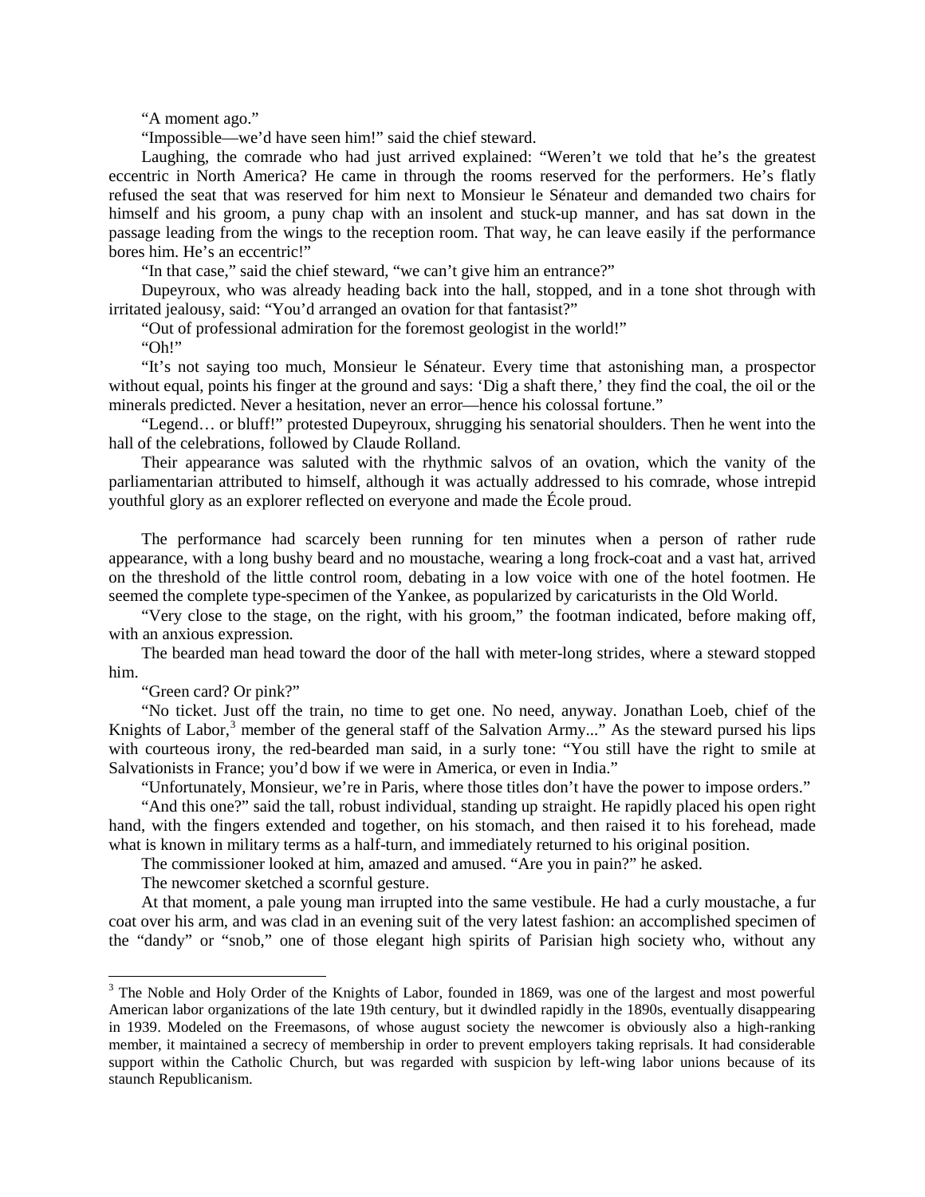"A moment ago."

"Impossible—we'd have seen him!" said the chief steward.

Laughing, the comrade who had just arrived explained: "Weren't we told that he's the greatest eccentric in North America? He came in through the rooms reserved for the performers. He's flatly refused the seat that was reserved for him next to Monsieur le Sénateur and demanded two chairs for himself and his groom, a puny chap with an insolent and stuck-up manner, and has sat down in the passage leading from the wings to the reception room. That way, he can leave easily if the performance bores him. He's an eccentric!"

"In that case," said the chief steward, "we can't give him an entrance?"

Dupeyroux, who was already heading back into the hall, stopped, and in a tone shot through with irritated jealousy, said: "You'd arranged an ovation for that fantasist?"

"Out of professional admiration for the foremost geologist in the world!"

"Oh!"

"It's not saying too much, Monsieur le Sénateur. Every time that astonishing man, a prospector without equal, points his finger at the ground and says: 'Dig a shaft there,' they find the coal, the oil or the minerals predicted. Never a hesitation, never an error—hence his colossal fortune."

"Legend… or bluff!" protested Dupeyroux, shrugging his senatorial shoulders. Then he went into the hall of the celebrations, followed by Claude Rolland.

Their appearance was saluted with the rhythmic salvos of an ovation, which the vanity of the parliamentarian attributed to himself, although it was actually addressed to his comrade, whose intrepid youthful glory as an explorer reflected on everyone and made the École proud.

The performance had scarcely been running for ten minutes when a person of rather rude appearance, with a long bushy beard and no moustache, wearing a long frock-coat and a vast hat, arrived on the threshold of the little control room, debating in a low voice with one of the hotel footmen. He seemed the complete type-specimen of the Yankee, as popularized by caricaturists in the Old World.

"Very close to the stage, on the right, with his groom," the footman indicated, before making off, with an anxious expression.

The bearded man head toward the door of the hall with meter-long strides, where a steward stopped him.

"Green card? Or pink?"

"No ticket. Just off the train, no time to get one. No need, anyway. Jonathan Loeb, chief of the Knights of Labor,[3] member of the general staff of the Salvation Army..." As the steward pursed his lips with courteous irony, the red-bearded man said, in a surly tone: "You still have the right to smile at Salvationists in France; you'd bow if we were in America, or even in India."

"Unfortunately, Monsieur, we're in Paris, where those titles don't have the power to impose orders."

"And this one?" said the tall, robust individual, standing up straight. He rapidly placed his open right hand, with the fingers extended and together, on his stomach, and then raised it to his forehead, made what is known in military terms as a half-turn, and immediately returned to his original position.

The commissioner looked at him, amazed and amused. "Are you in pain?" he asked.

The newcomer sketched a scornful gesture.

At that moment, a pale young man irrupted into the same vestibule. He had a curly moustache, a fur coat over his arm, and was clad in an evening suit of the very latest fashion: an accomplished specimen of the "dandy" or "snob," one of those elegant high spirits of Parisian high society who, without any

---

[3] The Noble and Holy Order of the Knights of Labor, founded in 1869, was one of the largest and most powerful American labor organizations of the late 19th century, but it dwindled rapidly in the 1890s, eventually disappearing in 1939. Modeled on the Freemasons, of whose august society the newcomer is obviously also a high-ranking member, it maintained a secrecy of membership in order to prevent employers taking reprisals. It had considerable support within the Catholic Church, but was regarded with suspicion by left-wing labor unions because of its staunch Republicanism.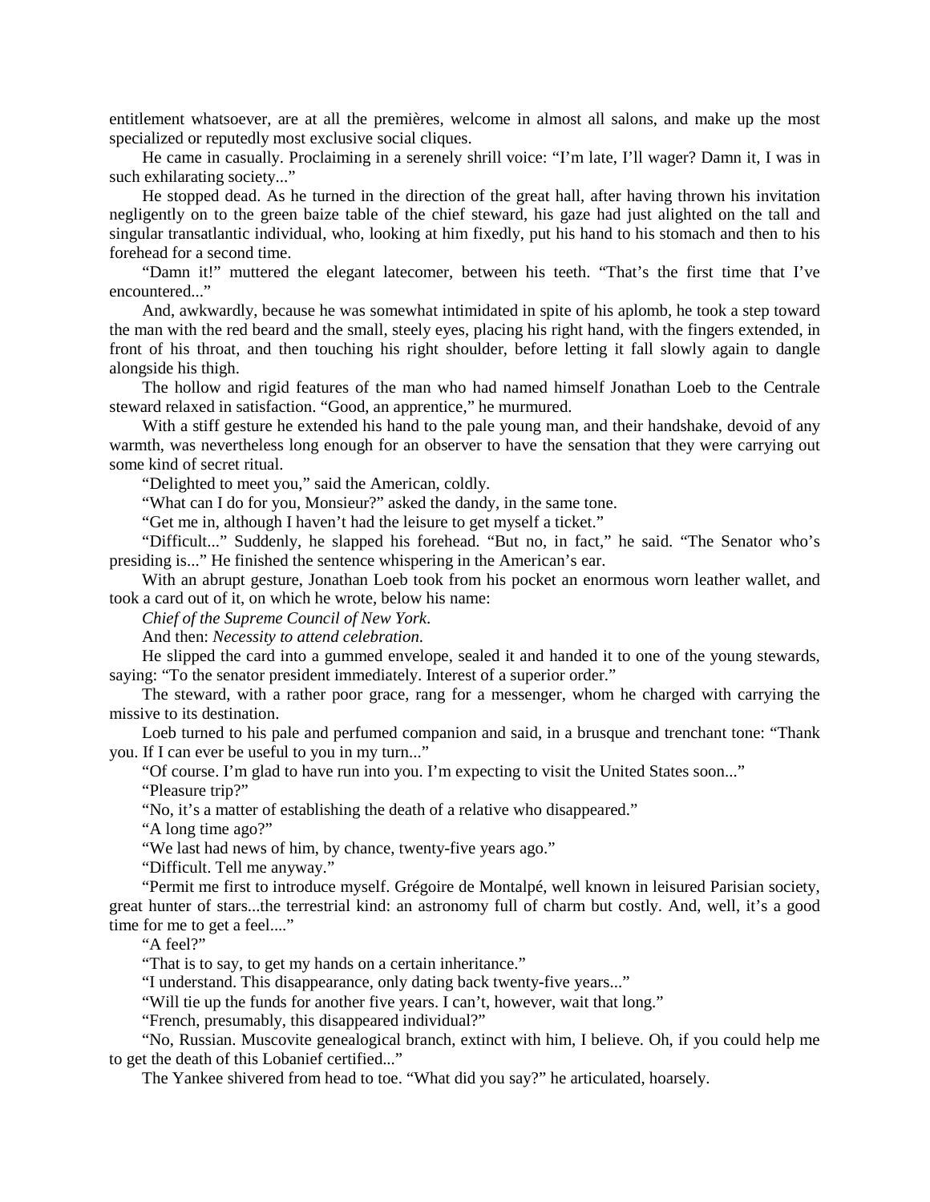entitlement whatsoever, are at all the premières, welcome in almost all salons, and make up the most specialized or reputedly most exclusive social cliques.

He came in casually. Proclaiming in a serenely shrill voice: "I'm late, I'll wager? Damn it, I was in such exhilarating society..."

He stopped dead. As he turned in the direction of the great hall, after having thrown his invitation negligently on to the green baize table of the chief steward, his gaze had just alighted on the tall and singular transatlantic individual, who, looking at him fixedly, put his hand to his stomach and then to his forehead for a second time.

"Damn it!" muttered the elegant latecomer, between his teeth. "That's the first time that I've encountered..."

And, awkwardly, because he was somewhat intimidated in spite of his aplomb, he took a step toward the man with the red beard and the small, steely eyes, placing his right hand, with the fingers extended, in front of his throat, and then touching his right shoulder, before letting it fall slowly again to dangle alongside his thigh.

The hollow and rigid features of the man who had named himself Jonathan Loeb to the Centrale steward relaxed in satisfaction. "Good, an apprentice," he murmured.

With a stiff gesture he extended his hand to the pale young man, and their handshake, devoid of any warmth, was nevertheless long enough for an observer to have the sensation that they were carrying out some kind of secret ritual.

"Delighted to meet you," said the American, coldly.

"What can I do for you, Monsieur?" asked the dandy, in the same tone.

"Get me in, although I haven't had the leisure to get myself a ticket."

"Difficult..." Suddenly, he slapped his forehead. "But no, in fact," he said. "The Senator who's presiding is..." He finished the sentence whispering in the American's ear.

With an abrupt gesture, Jonathan Loeb took from his pocket an enormous worn leather wallet, and took a card out of it, on which he wrote, below his name:

*Chief of the Supreme Council of New York.*

And then: *Necessity to attend celebration.*

He slipped the card into a gummed envelope, sealed it and handed it to one of the young stewards, saying: "To the senator president immediately. Interest of a superior order."

The steward, with a rather poor grace, rang for a messenger, whom he charged with carrying the missive to its destination.

Loeb turned to his pale and perfumed companion and said, in a brusque and trenchant tone: "Thank you. If I can ever be useful to you in my turn..."

"Of course. I'm glad to have run into you. I'm expecting to visit the United States soon..."

"Pleasure trip?"

"No, it's a matter of establishing the death of a relative who disappeared."

"A long time ago?"

"We last had news of him, by chance, twenty-five years ago."

"Difficult. Tell me anyway."

"Permit me first to introduce myself. Grégoire de Montalpé, well known in leisured Parisian society, great hunter of stars...the terrestrial kind: an astronomy full of charm but costly. And, well, it's a good time for me to get a feel...."

"A feel?"

"That is to say, to get my hands on a certain inheritance."

"I understand. This disappearance, only dating back twenty-five years..."

"Will tie up the funds for another five years. I can't, however, wait that long."

"French, presumably, this disappeared individual?"

"No, Russian. Muscovite genealogical branch, extinct with him, I believe. Oh, if you could help me to get the death of this Lobanief certified..."

The Yankee shivered from head to toe. "What did you say?" he articulated, hoarsely.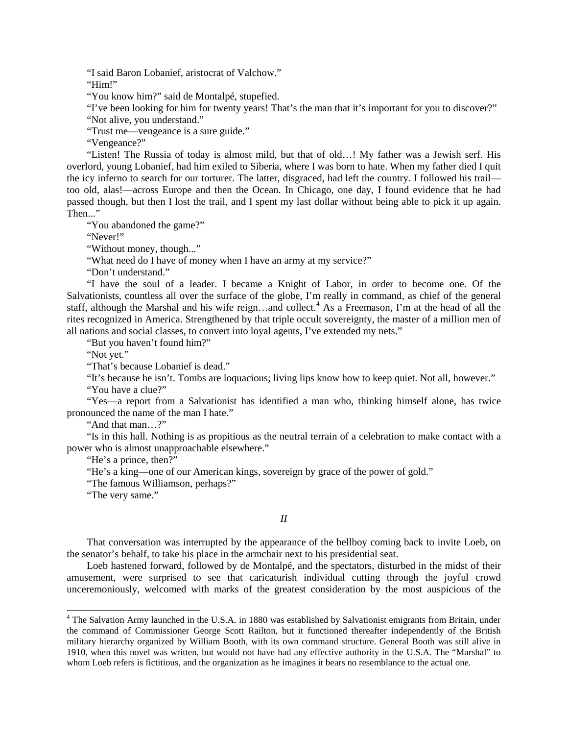"I said Baron Lobanief, aristocrat of Valchow."

"Him!"

"You know him?" said de Montalpé, stupefied.

"I've been looking for him for twenty years! That's the man that it's important for you to discover?"

"Not alive, you understand."

"Trust me—vengeance is a sure guide."

"Vengeance?"

"Listen! The Russia of today is almost mild, but that of old…! My father was a Jewish serf. His overlord, young Lobanief, had him exiled to Siberia, where I was born to hate. When my father died I quit the icy inferno to search for our torturer. The latter, disgraced, had left the country. I followed his trail—too old, alas!—across Europe and then the Ocean. In Chicago, one day, I found evidence that he had passed though, but then I lost the trail, and I spent my last dollar without being able to pick it up again. Then..."

"You abandoned the game?"

"Never!"

"Without money, though..."

"What need do I have of money when I have an army at my service?"

"Don't understand."

"I have the soul of a leader. I became a Knight of Labor, in order to become one. Of the Salvationists, countless all over the surface of the globe, I'm really in command, as chief of the general staff, although the Marshal and his wife reign…and collect.[4] As a Freemason, I'm at the head of all the rites recognized in America. Strengthened by that triple occult sovereignty, the master of a million men of all nations and social classes, to convert into loyal agents, I've extended my nets."

"But you haven't found him?"

"Not yet."

"That's because Lobanief is dead."

"It's because he isn't. Tombs are loquacious; living lips know how to keep quiet. Not all, however."

"You have a clue?"

"Yes—a report from a Salvationist has identified a man who, thinking himself alone, has twice pronounced the name of the man I hate."

"And that man…?"

"Is in this hall. Nothing is as propitious as the neutral terrain of a celebration to make contact with a power who is almost unapproachable elsewhere."

"He's a prince, then?"

"He's a king—one of our American kings, sovereign by grace of the power of gold."

"The famous Williamson, perhaps?"

"The very same."

## *II*

That conversation was interrupted by the appearance of the bellboy coming back to invite Loeb, on the senator's behalf, to take his place in the armchair next to his presidential seat.

Loeb hastened forward, followed by de Montalpé, and the spectators, disturbed in the midst of their amusement, were surprised to see that caricaturish individual cutting through the joyful crowd unceremoniously, welcomed with marks of the greatest consideration by the most auspicious of the

---

[4] The Salvation Army launched in the U.S.A. in 1880 was established by Salvationist emigrants from Britain, under the command of Commissioner George Scott Railton, but it functioned thereafter independently of the British military hierarchy organized by William Booth, with its own command structure. General Booth was still alive in 1910, when this novel was written, but would not have had any effective authority in the U.S.A. The "Marshal" to whom Loeb refers is fictitious, and the organization as he imagines it bears no resemblance to the actual one.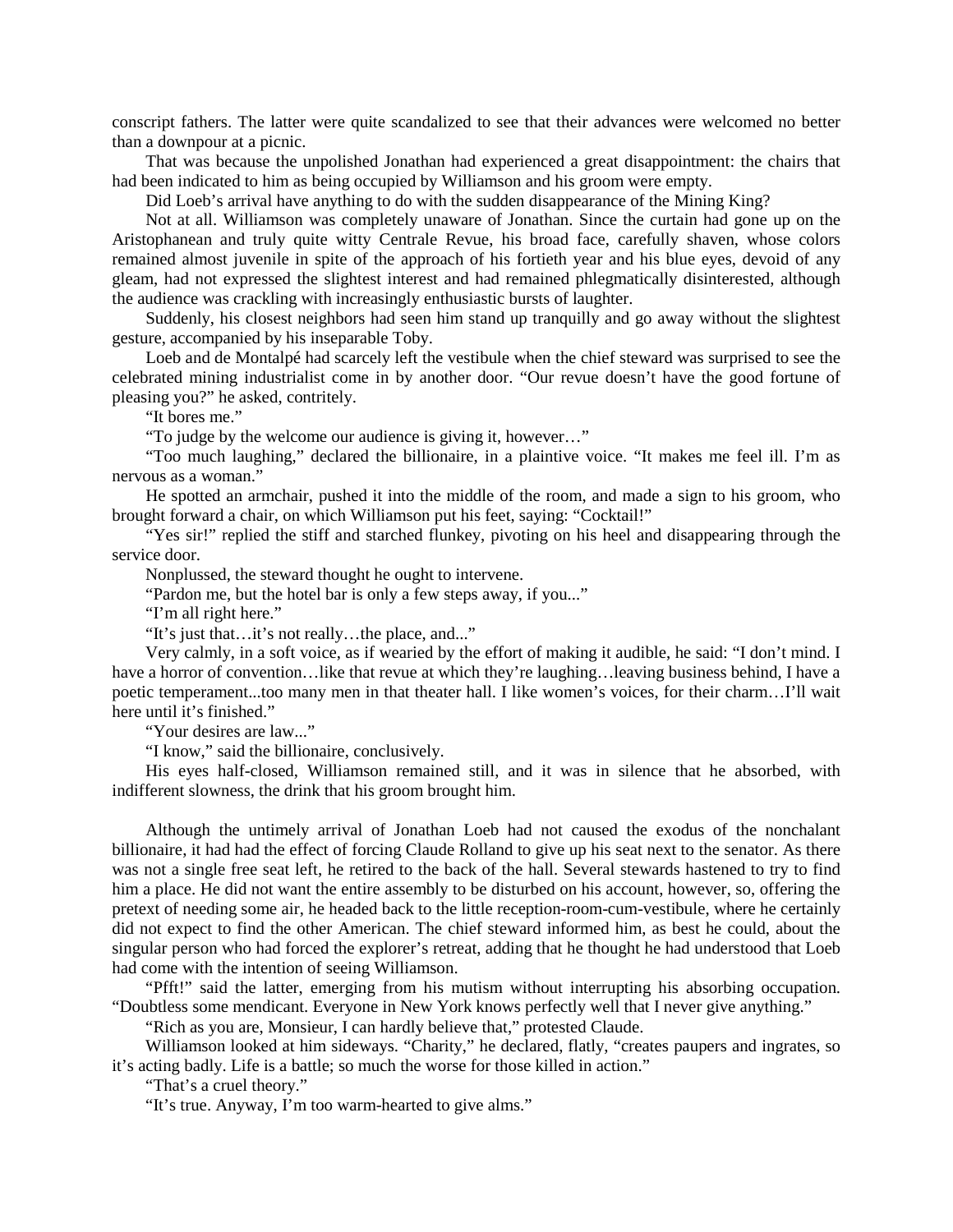conscript fathers. The latter were quite scandalized to see that their advances were welcomed no better than a downpour at a picnic.

That was because the unpolished Jonathan had experienced a great disappointment: the chairs that had been indicated to him as being occupied by Williamson and his groom were empty.

Did Loeb's arrival have anything to do with the sudden disappearance of the Mining King?

Not at all. Williamson was completely unaware of Jonathan. Since the curtain had gone up on the Aristophanean and truly quite witty Centrale Revue, his broad face, carefully shaven, whose colors remained almost juvenile in spite of the approach of his fortieth year and his blue eyes, devoid of any gleam, had not expressed the slightest interest and had remained phlegmatically disinterested, although the audience was crackling with increasingly enthusiastic bursts of laughter.

Suddenly, his closest neighbors had seen him stand up tranquilly and go away without the slightest gesture, accompanied by his inseparable Toby.

Loeb and de Montalpé had scarcely left the vestibule when the chief steward was surprised to see the celebrated mining industrialist come in by another door. "Our revue doesn't have the good fortune of pleasing you?" he asked, contritely.

"It bores me."

"To judge by the welcome our audience is giving it, however…"

"Too much laughing," declared the billionaire, in a plaintive voice. "It makes me feel ill. I'm as nervous as a woman."

He spotted an armchair, pushed it into the middle of the room, and made a sign to his groom, who brought forward a chair, on which Williamson put his feet, saying: "Cocktail!"

"Yes sir!" replied the stiff and starched flunkey, pivoting on his heel and disappearing through the service door.

Nonplussed, the steward thought he ought to intervene.

"Pardon me, but the hotel bar is only a few steps away, if you..."

"I'm all right here."

"It's just that…it's not really…the place, and..."

Very calmly, in a soft voice, as if wearied by the effort of making it audible, he said: "I don't mind. I have a horror of convention…like that revue at which they're laughing…leaving business behind, I have a poetic temperament...too many men in that theater hall. I like women's voices, for their charm…I'll wait here until it's finished."

"Your desires are law..."

"I know," said the billionaire, conclusively.

His eyes half-closed, Williamson remained still, and it was in silence that he absorbed, with indifferent slowness, the drink that his groom brought him.

Although the untimely arrival of Jonathan Loeb had not caused the exodus of the nonchalant billionaire, it had had the effect of forcing Claude Rolland to give up his seat next to the senator. As there was not a single free seat left, he retired to the back of the hall. Several stewards hastened to try to find him a place. He did not want the entire assembly to be disturbed on his account, however, so, offering the pretext of needing some air, he headed back to the little reception-room-cum-vestibule, where he certainly did not expect to find the other American. The chief steward informed him, as best he could, about the singular person who had forced the explorer's retreat, adding that he thought he had understood that Loeb had come with the intention of seeing Williamson.

"Pfft!" said the latter, emerging from his mutism without interrupting his absorbing occupation. "Doubtless some mendicant. Everyone in New York knows perfectly well that I never give anything."

"Rich as you are, Monsieur, I can hardly believe that," protested Claude.

Williamson looked at him sideways. "Charity," he declared, flatly, "creates paupers and ingrates, so it's acting badly. Life is a battle; so much the worse for those killed in action."

"That's a cruel theory."

"It's true. Anyway, I'm too warm-hearted to give alms."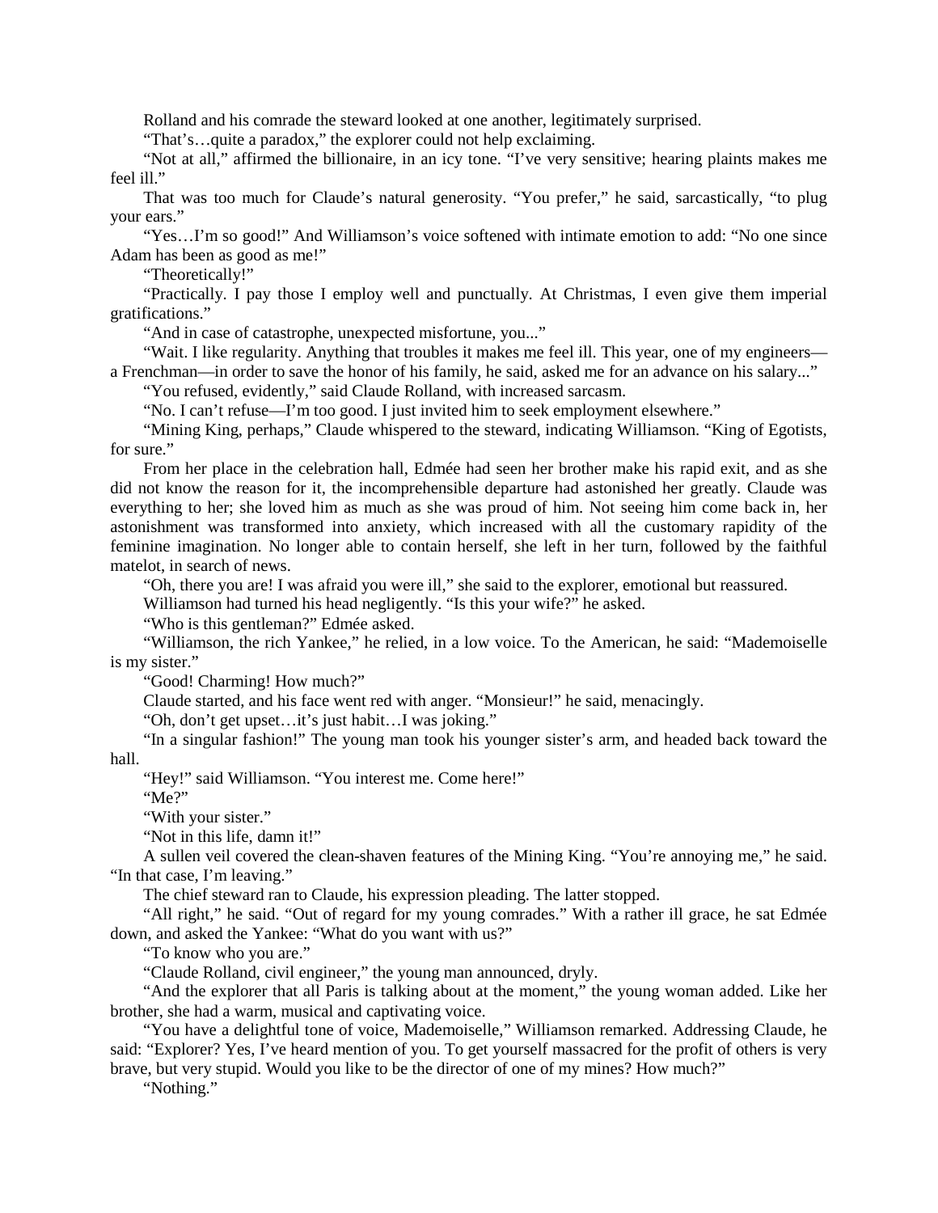Rolland and his comrade the steward looked at one another, legitimately surprised.

"That's…quite a paradox," the explorer could not help exclaiming.

"Not at all," affirmed the billionaire, in an icy tone. "I've very sensitive; hearing plaints makes me feel ill."

That was too much for Claude's natural generosity. "You prefer," he said, sarcastically, "to plug your ears."

"Yes…I'm so good!" And Williamson's voice softened with intimate emotion to add: "No one since Adam has been as good as me!"

"Theoretically!"

"Practically. I pay those I employ well and punctually. At Christmas, I even give them imperial gratifications."

"And in case of catastrophe, unexpected misfortune, you..."

"Wait. I like regularity. Anything that troubles it makes me feel ill. This year, one of my engineers—a Frenchman—in order to save the honor of his family, he said, asked me for an advance on his salary..."

"You refused, evidently," said Claude Rolland, with increased sarcasm.

"No. I can't refuse—I'm too good. I just invited him to seek employment elsewhere."

"Mining King, perhaps," Claude whispered to the steward, indicating Williamson. "King of Egotists, for sure."

From her place in the celebration hall, Edmée had seen her brother make his rapid exit, and as she did not know the reason for it, the incomprehensible departure had astonished her greatly. Claude was everything to her; she loved him as much as she was proud of him. Not seeing him come back in, her astonishment was transformed into anxiety, which increased with all the customary rapidity of the feminine imagination. No longer able to contain herself, she left in her turn, followed by the faithful matelot, in search of news.

"Oh, there you are! I was afraid you were ill," she said to the explorer, emotional but reassured.

Williamson had turned his head negligently. "Is this your wife?" he asked.

"Who is this gentleman?" Edmée asked.

"Williamson, the rich Yankee," he relied, in a low voice. To the American, he said: "Mademoiselle is my sister."

"Good! Charming! How much?"

Claude started, and his face went red with anger. "Monsieur!" he said, menacingly.

"Oh, don't get upset…it's just habit…I was joking."

"In a singular fashion!" The young man took his younger sister's arm, and headed back toward the hall.

"Hey!" said Williamson. "You interest me. Come here!"

"Me?"

"With your sister."

"Not in this life, damn it!"

A sullen veil covered the clean-shaven features of the Mining King. "You're annoying me," he said. "In that case, I'm leaving."

The chief steward ran to Claude, his expression pleading. The latter stopped.

"All right," he said. "Out of regard for my young comrades." With a rather ill grace, he sat Edmée down, and asked the Yankee: "What do you want with us?"

"To know who you are."

"Claude Rolland, civil engineer," the young man announced, dryly.

"And the explorer that all Paris is talking about at the moment," the young woman added. Like her brother, she had a warm, musical and captivating voice.

"You have a delightful tone of voice, Mademoiselle," Williamson remarked. Addressing Claude, he said: "Explorer? Yes, I've heard mention of you. To get yourself massacred for the profit of others is very brave, but very stupid. Would you like to be the director of one of my mines? How much?"

"Nothing."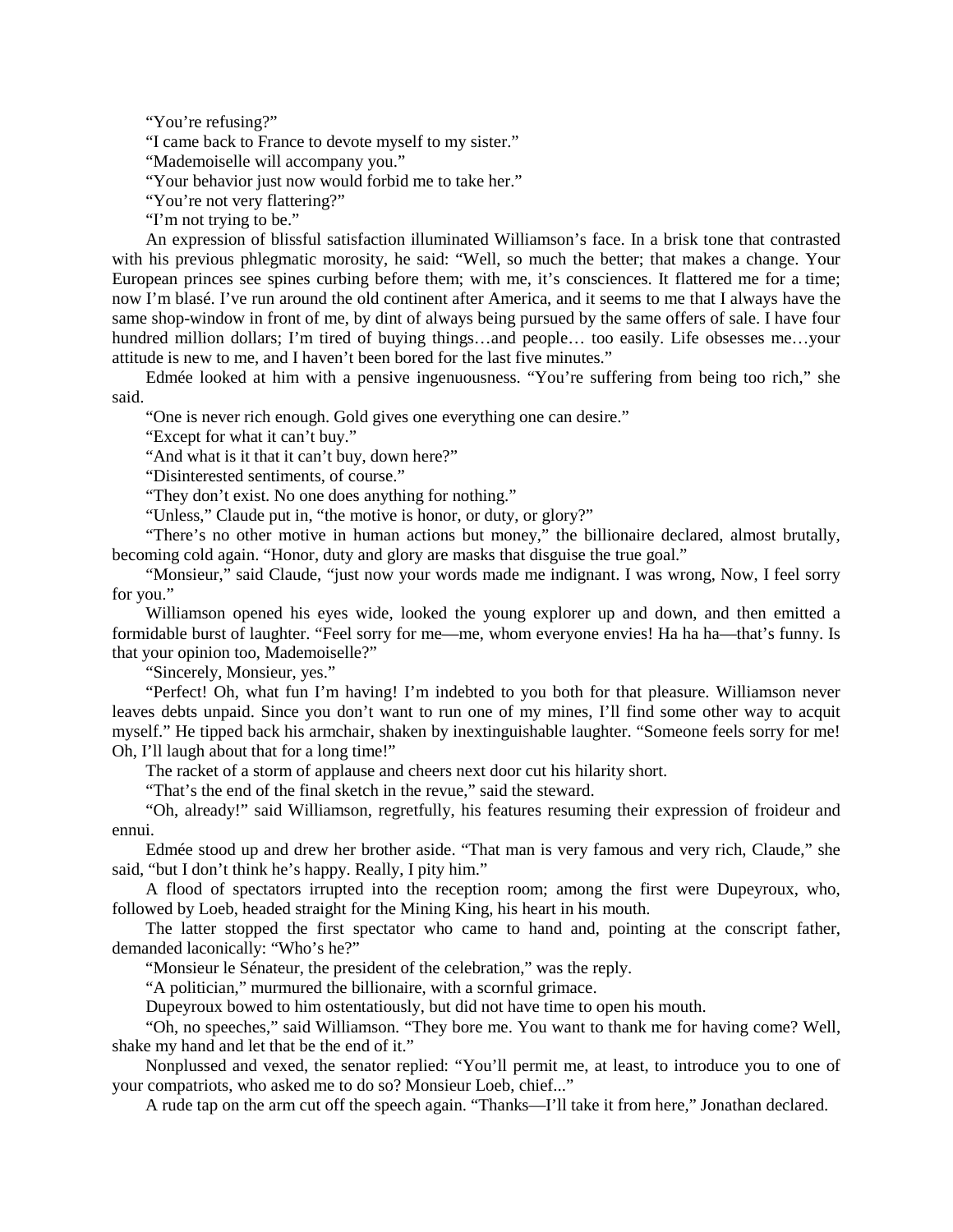"You're refusing?"

"I came back to France to devote myself to my sister."

"Mademoiselle will accompany you."

"Your behavior just now would forbid me to take her."

"You're not very flattering?"

"I'm not trying to be."

An expression of blissful satisfaction illuminated Williamson's face. In a brisk tone that contrasted with his previous phlegmatic morosity, he said: "Well, so much the better; that makes a change. Your European princes see spines curbing before them; with me, it's consciences. It flattered me for a time; now I'm blasé. I've run around the old continent after America, and it seems to me that I always have the same shop-window in front of me, by dint of always being pursued by the same offers of sale. I have four hundred million dollars; I'm tired of buying things…and people… too easily. Life obsesses me…your attitude is new to me, and I haven't been bored for the last five minutes."

Edmée looked at him with a pensive ingenuousness. "You're suffering from being too rich," she said.

"One is never rich enough. Gold gives one everything one can desire."

"Except for what it can't buy."

"And what is it that it can't buy, down here?"

"Disinterested sentiments, of course."

"They don't exist. No one does anything for nothing."

"Unless," Claude put in, "the motive is honor, or duty, or glory?"

"There's no other motive in human actions but money," the billionaire declared, almost brutally, becoming cold again. "Honor, duty and glory are masks that disguise the true goal."

"Monsieur," said Claude, "just now your words made me indignant. I was wrong, Now, I feel sorry for you."

Williamson opened his eyes wide, looked the young explorer up and down, and then emitted a formidable burst of laughter. "Feel sorry for me—me, whom everyone envies! Ha ha ha—that's funny. Is that your opinion too, Mademoiselle?"

"Sincerely, Monsieur, yes."

"Perfect! Oh, what fun I'm having! I'm indebted to you both for that pleasure. Williamson never leaves debts unpaid. Since you don't want to run one of my mines, I'll find some other way to acquit myself." He tipped back his armchair, shaken by inextinguishable laughter. "Someone feels sorry for me! Oh, I'll laugh about that for a long time!"

The racket of a storm of applause and cheers next door cut his hilarity short.

"That's the end of the final sketch in the revue," said the steward.

"Oh, already!" said Williamson, regretfully, his features resuming their expression of froideur and ennui.

Edmée stood up and drew her brother aside. "That man is very famous and very rich, Claude," she said, "but I don't think he's happy. Really, I pity him."

A flood of spectators irrupted into the reception room; among the first were Dupeyroux, who, followed by Loeb, headed straight for the Mining King, his heart in his mouth.

The latter stopped the first spectator who came to hand and, pointing at the conscript father, demanded laconically: "Who's he?"

"Monsieur le Sénateur, the president of the celebration," was the reply.

"A politician," murmured the billionaire, with a scornful grimace.

Dupeyroux bowed to him ostentatiously, but did not have time to open his mouth.

"Oh, no speeches," said Williamson. "They bore me. You want to thank me for having come? Well, shake my hand and let that be the end of it."

Nonplussed and vexed, the senator replied: "You'll permit me, at least, to introduce you to one of your compatriots, who asked me to do so? Monsieur Loeb, chief..."

A rude tap on the arm cut off the speech again. "Thanks—I'll take it from here," Jonathan declared.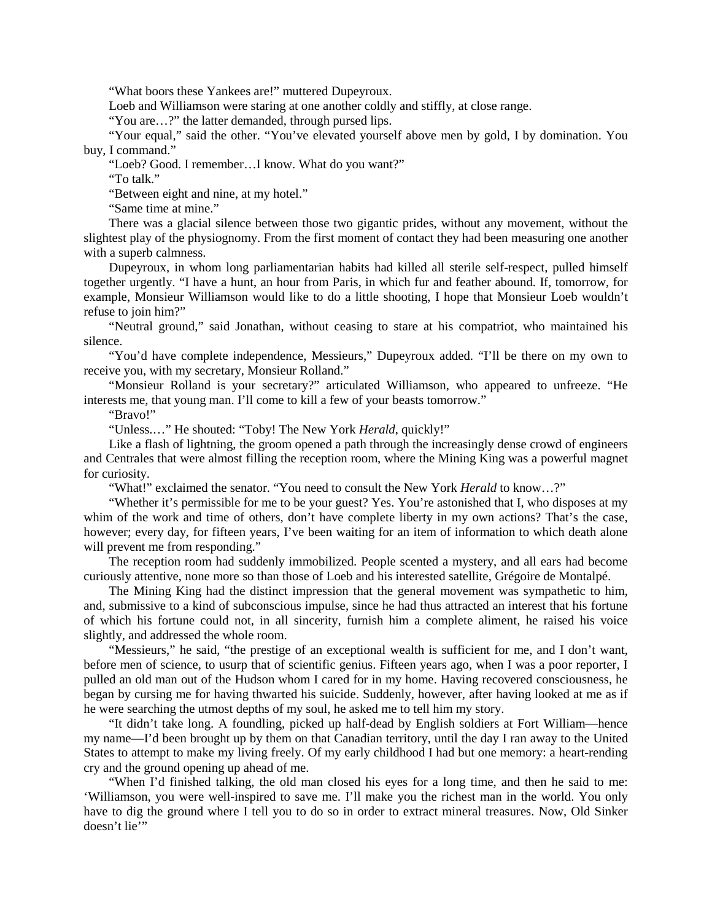"What boors these Yankees are!" muttered Dupeyroux.

Loeb and Williamson were staring at one another coldly and stiffly, at close range.

"You are…?" the latter demanded, through pursed lips.

"Your equal," said the other. "You've elevated yourself above men by gold, I by domination. You buy, I command."

"Loeb? Good. I remember…I know. What do you want?"

"To talk."

"Between eight and nine, at my hotel."

"Same time at mine."

There was a glacial silence between those two gigantic prides, without any movement, without the slightest play of the physiognomy. From the first moment of contact they had been measuring one another with a superb calmness.

Dupeyroux, in whom long parliamentarian habits had killed all sterile self-respect, pulled himself together urgently. "I have a hunt, an hour from Paris, in which fur and feather abound. If, tomorrow, for example, Monsieur Williamson would like to do a little shooting, I hope that Monsieur Loeb wouldn't refuse to join him?"

"Neutral ground," said Jonathan, without ceasing to stare at his compatriot, who maintained his silence.

"You'd have complete independence, Messieurs," Dupeyroux added. "I'll be there on my own to receive you, with my secretary, Monsieur Rolland."

"Monsieur Rolland is your secretary?" articulated Williamson, who appeared to unfreeze. "He interests me, that young man. I'll come to kill a few of your beasts tomorrow."

"Bravo!"

"Unless.…" He shouted: "Toby! The New York *Herald*, quickly!"

Like a flash of lightning, the groom opened a path through the increasingly dense crowd of engineers and Centrales that were almost filling the reception room, where the Mining King was a powerful magnet for curiosity.

"What!" exclaimed the senator. "You need to consult the New York *Herald* to know…?"

"Whether it's permissible for me to be your guest? Yes. You're astonished that I, who disposes at my whim of the work and time of others, don't have complete liberty in my own actions? That's the case, however; every day, for fifteen years, I've been waiting for an item of information to which death alone will prevent me from responding."

The reception room had suddenly immobilized. People scented a mystery, and all ears had become curiously attentive, none more so than those of Loeb and his interested satellite, Grégoire de Montalpé.

The Mining King had the distinct impression that the general movement was sympathetic to him, and, submissive to a kind of subconscious impulse, since he had thus attracted an interest that his fortune of which his fortune could not, in all sincerity, furnish him a complete aliment, he raised his voice slightly, and addressed the whole room.

"Messieurs," he said, "the prestige of an exceptional wealth is sufficient for me, and I don't want, before men of science, to usurp that of scientific genius. Fifteen years ago, when I was a poor reporter, I pulled an old man out of the Hudson whom I cared for in my home. Having recovered consciousness, he began by cursing me for having thwarted his suicide. Suddenly, however, after having looked at me as if he were searching the utmost depths of my soul, he asked me to tell him my story.

"It didn't take long. A foundling, picked up half-dead by English soldiers at Fort William—hence my name—I'd been brought up by them on that Canadian territory, until the day I ran away to the United States to attempt to make my living freely. Of my early childhood I had but one memory: a heart-rending cry and the ground opening up ahead of me.

"When I'd finished talking, the old man closed his eyes for a long time, and then he said to me: 'Williamson, you were well-inspired to save me. I'll make you the richest man in the world. You only have to dig the ground where I tell you to do so in order to extract mineral treasures. Now, Old Sinker doesn't lie'"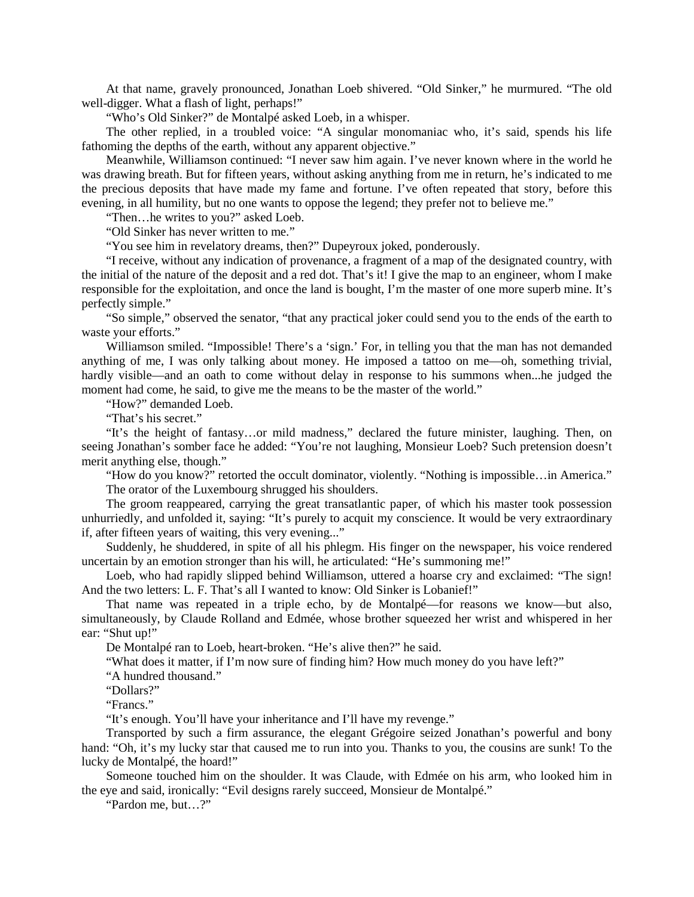At that name, gravely pronounced, Jonathan Loeb shivered. “Old Sinker,” he murmured. “The old well-digger. What a flash of light, perhaps!”

“Who’s Old Sinker?” de Montalpé asked Loeb, in a whisper.

The other replied, in a troubled voice: “A singular monomaniac who, it’s said, spends his life fathoming the depths of the earth, without any apparent objective.”

Meanwhile, Williamson continued: “I never saw him again. I’ve never known where in the world he was drawing breath. But for fifteen years, without asking anything from me in return, he’s indicated to me the precious deposits that have made my fame and fortune. I’ve often repeated that story, before this evening, in all humility, but no one wants to oppose the legend; they prefer not to believe me.”

“Then…he writes to you?” asked Loeb.

“Old Sinker has never written to me.”

“You see him in revelatory dreams, then?” Dupeyroux joked, ponderously.

“I receive, without any indication of provenance, a fragment of a map of the designated country, with the initial of the nature of the deposit and a red dot. That’s it! I give the map to an engineer, whom I make responsible for the exploitation, and once the land is bought, I’m the master of one more superb mine. It’s perfectly simple.”

“So simple,” observed the senator, “that any practical joker could send you to the ends of the earth to waste your efforts.”

Williamson smiled. “Impossible! There’s a ‘sign.’ For, in telling you that the man has not demanded anything of me, I was only talking about money. He imposed a tattoo on me—oh, something trivial, hardly visible—and an oath to come without delay in response to his summons when...he judged the moment had come, he said, to give me the means to be the master of the world.”

“How?” demanded Loeb.

“That’s his secret.”

“It’s the height of fantasy…or mild madness,” declared the future minister, laughing. Then, on seeing Jonathan’s somber face he added: “You’re not laughing, Monsieur Loeb? Such pretension doesn’t merit anything else, though.”

“How do you know?” retorted the occult dominator, violently. “Nothing is impossible…in America.”

The orator of the Luxembourg shrugged his shoulders.

The groom reappeared, carrying the great transatlantic paper, of which his master took possession unhurriedly, and unfolded it, saying: “It’s purely to acquit my conscience. It would be very extraordinary if, after fifteen years of waiting, this very evening...”

Suddenly, he shuddered, in spite of all his phlegm. His finger on the newspaper, his voice rendered uncertain by an emotion stronger than his will, he articulated: “He’s summoning me!”

Loeb, who had rapidly slipped behind Williamson, uttered a hoarse cry and exclaimed: “The sign! And the two letters: L. F. That’s all I wanted to know: Old Sinker is Lobanief!”

That name was repeated in a triple echo, by de Montalpé—for reasons we know—but also, simultaneously, by Claude Rolland and Edmée, whose brother squeezed her wrist and whispered in her ear: “Shut up!”

De Montalpé ran to Loeb, heart-broken. “He’s alive then?” he said.

“What does it matter, if I’m now sure of finding him? How much money do you have left?”

“A hundred thousand.”

“Dollars?”

“Francs.”

“It’s enough. You’ll have your inheritance and I’ll have my revenge.”

Transported by such a firm assurance, the elegant Grégoire seized Jonathan’s powerful and bony hand: “Oh, it’s my lucky star that caused me to run into you. Thanks to you, the cousins are sunk! To the lucky de Montalpé, the hoard!”

Someone touched him on the shoulder. It was Claude, with Edmée on his arm, who looked him in the eye and said, ironically: “Evil designs rarely succeed, Monsieur de Montalpé.”

“Pardon me, but…?”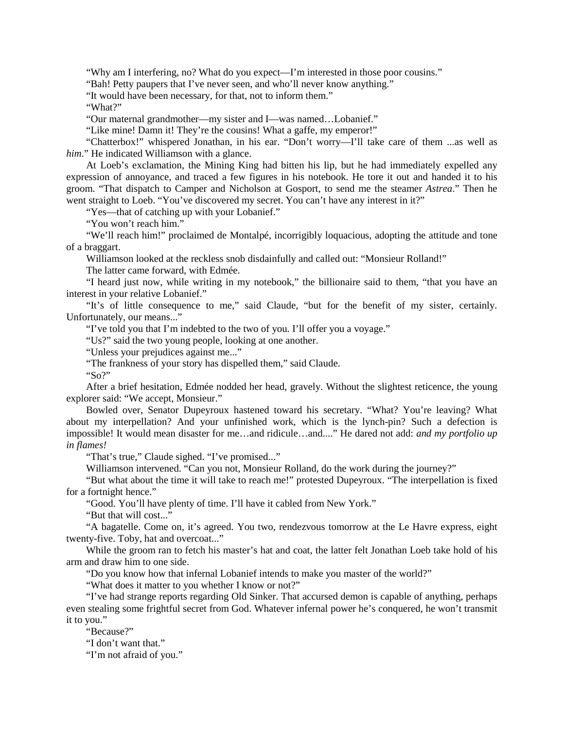"Why am I interfering, no? What do you expect—I'm interested in those poor cousins."

"Bah! Petty paupers that I've never seen, and who'll never know anything."

"It would have been necessary, for that, not to inform them."

"What?"

"Our maternal grandmother—my sister and I—was named…Lobanief."

"Like mine! Damn it! They're the cousins! What a gaffe, my emperor!"

"Chatterbox!" whispered Jonathan, in his ear. "Don't worry—I'll take care of them ...as well as *him*." He indicated Williamson with a glance.

At Loeb's exclamation, the Mining King had bitten his lip, but he had immediately expelled any expression of annoyance, and traced a few figures in his notebook. He tore it out and handed it to his groom. "That dispatch to Camper and Nicholson at Gosport, to send me the steamer *Astrea*." Then he went straight to Loeb. "You've discovered my secret. You can't have any interest in it?"

"Yes—that of catching up with your Lobanief."

"You won't reach him."

"We'll reach him!" proclaimed de Montalpé, incorrigibly loquacious, adopting the attitude and tone of a braggart.

Williamson looked at the reckless snob disdainfully and called out: "Monsieur Rolland!"

The latter came forward, with Edmée.

"I heard just now, while writing in my notebook," the billionaire said to them, "that you have an interest in your relative Lobanief."

"It's of little consequence to me," said Claude, "but for the benefit of my sister, certainly. Unfortunately, our means..."

"I've told you that I'm indebted to the two of you. I'll offer you a voyage."

"Us?" said the two young people, looking at one another.

"Unless your prejudices against me..."

"The frankness of your story has dispelled them," said Claude.

"So?"

After a brief hesitation, Edmée nodded her head, gravely. Without the slightest reticence, the young explorer said: "We accept, Monsieur."

Bowled over, Senator Dupeyroux hastened toward his secretary. "What? You're leaving? What about my interpellation? And your unfinished work, which is the lynch-pin? Such a defection is impossible! It would mean disaster for me…and ridicule…and...." He dared not add: *and my portfolio up in flames!*

"That's true," Claude sighed. "I've promised..."

Williamson intervened. "Can you not, Monsieur Rolland, do the work during the journey?"

"But what about the time it will take to reach me!" protested Dupeyroux. "The interpellation is fixed for a fortnight hence."

"Good. You'll have plenty of time. I'll have it cabled from New York."

"But that will cost..."

"A bagatelle. Come on, it's agreed. You two, rendezvous tomorrow at the Le Havre express, eight twenty-five. Toby, hat and overcoat..."

While the groom ran to fetch his master's hat and coat, the latter felt Jonathan Loeb take hold of his arm and draw him to one side.

"Do you know how that infernal Lobanief intends to make you master of the world?"

"What does it matter to you whether I know or not?"

"I've had strange reports regarding Old Sinker. That accursed demon is capable of anything, perhaps even stealing some frightful secret from God. Whatever infernal power he's conquered, he won't transmit it to you."

"Because?"

"I don't want that."

"I'm not afraid of you."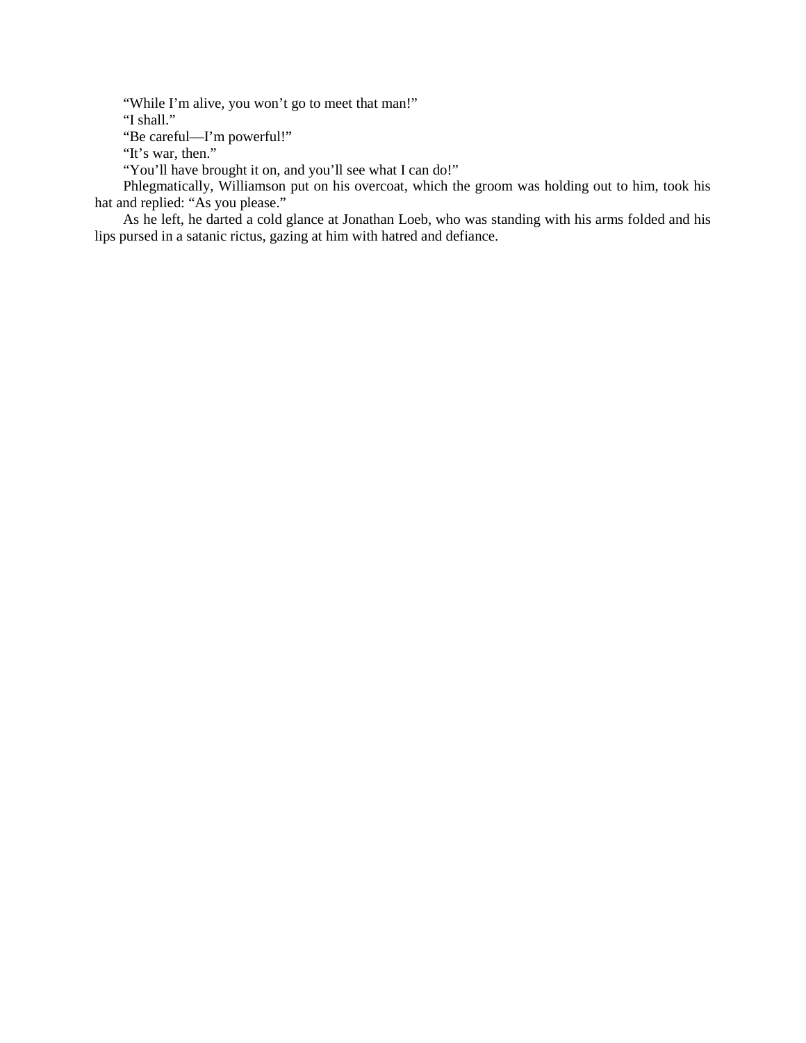“While I’m alive, you won’t go to meet that man!”

“I shall.”

“Be careful—I’m powerful!”

“It’s war, then.”

“You’ll have brought it on, and you’ll see what I can do!”

Phlegmatically, Williamson put on his overcoat, which the groom was holding out to him, took his hat and replied: “As you please.”

As he left, he darted a cold glance at Jonathan Loeb, who was standing with his arms folded and his lips pursed in a satanic rictus, gazing at him with hatred and defiance.